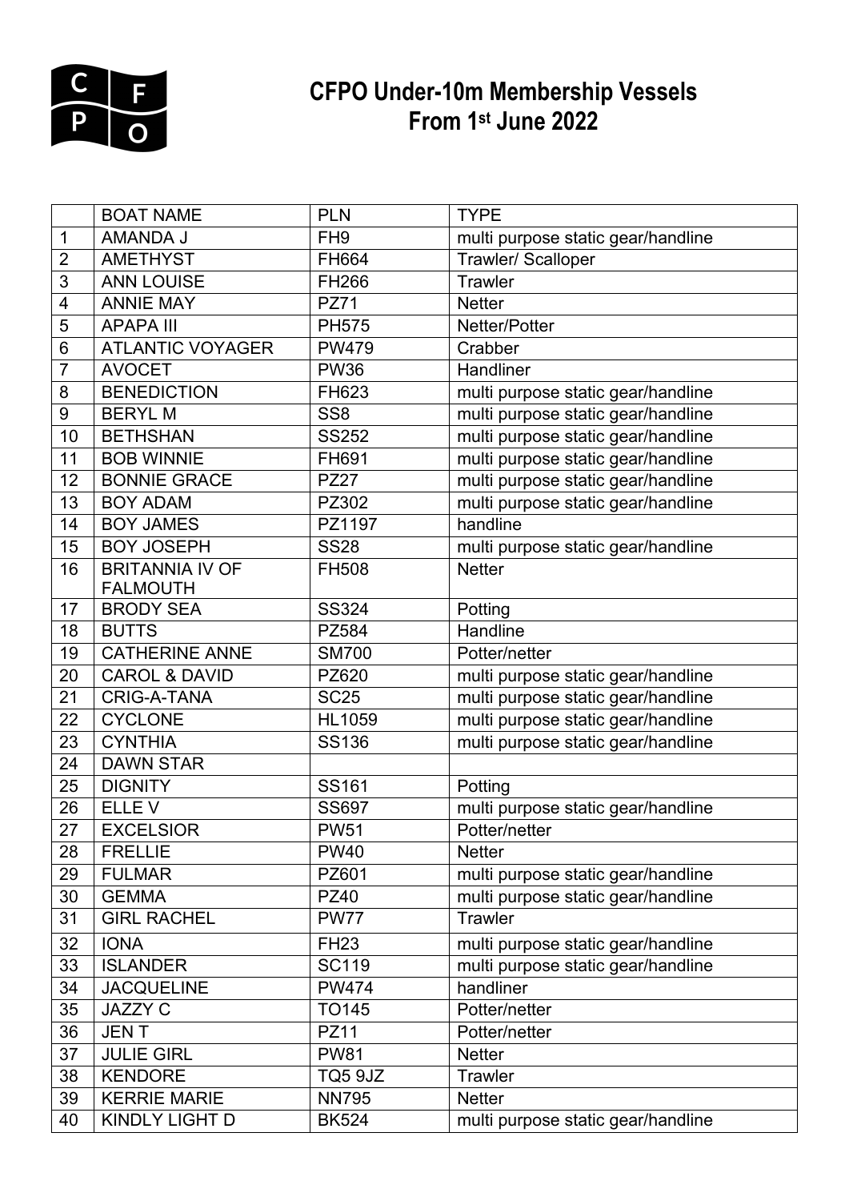# CFPO Under-10m Membership Vessels From 1st June 2022

| | BOAT NAME | PLN | TYPE |
|---|---|---|---|
| 1 | AMANDA J | FH9 | multi purpose static gear/handline |
| 2 | AMETHYST | FH664 | Trawler/ Scalloper |
| 3 | ANN LOUISE | FH266 | Trawler |
| 4 | ANNIE MAY | PZ71 | Netter |
| 5 | APAPA III | PH575 | Netter/Potter |
| 6 | ATLANTIC VOYAGER | PW479 | Crabber |
| 7 | AVOCET | PW36 | Handliner |
| 8 | BENEDICTION | FH623 | multi purpose static gear/handline |
| 9 | BERYL M | SS8 | multi purpose static gear/handline |
| 10 | BETHSHAN | SS252 | multi purpose static gear/handline |
| 11 | BOB WINNIE | FH691 | multi purpose static gear/handline |
| 12 | BONNIE GRACE | PZ27 | multi purpose static gear/handline |
| 13 | BOY ADAM | PZ302 | multi purpose static gear/handline |
| 14 | BOY JAMES | PZ1197 | handline |
| 15 | BOY JOSEPH | SS28 | multi purpose static gear/handline |
| 16 | BRITANNIA IV OF FALMOUTH | FH508 | Netter |
| 17 | BRODY SEA | SS324 | Potting |
| 18 | BUTTS | PZ584 | Handline |
| 19 | CATHERINE ANNE | SM700 | Potter/netter |
| 20 | CAROL & DAVID | PZ620 | multi purpose static gear/handline |
| 21 | CRIG-A-TANA | SC25 | multi purpose static gear/handline |
| 22 | CYCLONE | HL1059 | multi purpose static gear/handline |
| 23 | CYNTHIA | SS136 | multi purpose static gear/handline |
| 24 | DAWN STAR | | |
| 25 | DIGNITY | SS161 | Potting |
| 26 | ELLE V | SS697 | multi purpose static gear/handline |
| 27 | EXCELSIOR | PW51 | Potter/netter |
| 28 | FRELLIE | PW40 | Netter |
| 29 | FULMAR | PZ601 | multi purpose static gear/handline |
| 30 | GEMMA | PZ40 | multi purpose static gear/handline |
| 31 | GIRL RACHEL | PW77 | Trawler |
| 32 | IONA | FH23 | multi purpose static gear/handline |
| 33 | ISLANDER | SC119 | multi purpose static gear/handline |
| 34 | JACQUELINE | PW474 | handliner |
| 35 | JAZZY C | TO145 | Potter/netter |
| 36 | JEN T | PZ11 | Potter/netter |
| 37 | JULIE GIRL | PW81 | Netter |
| 38 | KENDORE | TQ5 9JZ | Trawler |
| 39 | KERRIE MARIE | NN795 | Netter |
| 40 | KINDLY LIGHT D | BK524 | multi purpose static gear/handline |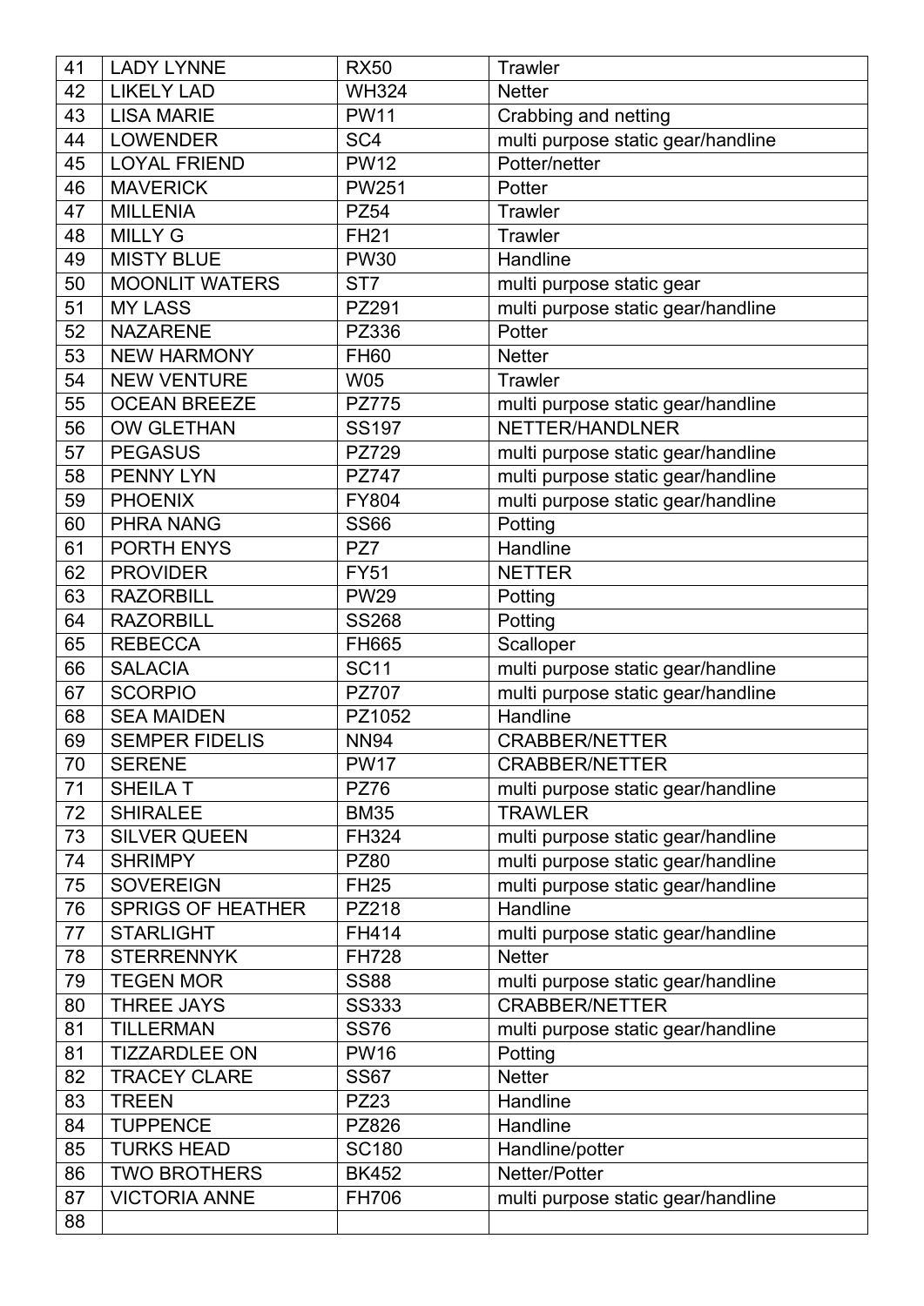| 41 | LADY LYNNE | RX50 | Trawler |
|---|---|---|---|
| 42 | LIKELY LAD | WH324 | Netter |
| 43 | LISA MARIE | PW11 | Crabbing and netting |
| 44 | LOWENDER | SC4 | multi purpose static gear/handline |
| 45 | LOYAL FRIEND | PW12 | Potter/netter |
| 46 | MAVERICK | PW251 | Potter |
| 47 | MILLENIA | PZ54 | Trawler |
| 48 | MILLY G | FH21 | Trawler |
| 49 | MISTY BLUE | PW30 | Handline |
| 50 | MOONLIT WATERS | ST7 | multi purpose static gear |
| 51 | MY LASS | PZ291 | multi purpose static gear/handline |
| 52 | NAZARENE | PZ336 | Potter |
| 53 | NEW HARMONY | FH60 | Netter |
| 54 | NEW VENTURE | W05 | Trawler |
| 55 | OCEAN BREEZE | PZ775 | multi purpose static gear/handline |
| 56 | OW GLETHAN | SS197 | NETTER/HANDLNER |
| 57 | PEGASUS | PZ729 | multi purpose static gear/handline |
| 58 | PENNY LYN | PZ747 | multi purpose static gear/handline |
| 59 | PHOENIX | FY804 | multi purpose static gear/handline |
| 60 | PHRA NANG | SS66 | Potting |
| 61 | PORTH ENYS | PZ7 | Handline |
| 62 | PROVIDER | FY51 | NETTER |
| 63 | RAZORBILL | PW29 | Potting |
| 64 | RAZORBILL | SS268 | Potting |
| 65 | REBECCA | FH665 | Scalloper |
| 66 | SALACIA | SC11 | multi purpose static gear/handline |
| 67 | SCORPIO | PZ707 | multi purpose static gear/handline |
| 68 | SEA MAIDEN | PZ1052 | Handline |
| 69 | SEMPER FIDELIS | NN94 | CRABBER/NETTER |
| 70 | SERENE | PW17 | CRABBER/NETTER |
| 71 | SHEILA T | PZ76 | multi purpose static gear/handline |
| 72 | SHIRALEE | BM35 | TRAWLER |
| 73 | SILVER QUEEN | FH324 | multi purpose static gear/handline |
| 74 | SHRIMPY | PZ80 | multi purpose static gear/handline |
| 75 | SOVEREIGN | FH25 | multi purpose static gear/handline |
| 76 | SPRIGS OF HEATHER | PZ218 | Handline |
| 77 | STARLIGHT | FH414 | multi purpose static gear/handline |
| 78 | STERRENNYK | FH728 | Netter |
| 79 | TEGEN MOR | SS88 | multi purpose static gear/handline |
| 80 | THREE JAYS | SS333 | CRABBER/NETTER |
| 81 | TILLERMAN | SS76 | multi purpose static gear/handline |
| 81 | TIZZARDLEE ON | PW16 | Potting |
| 82 | TRACEY CLARE | SS67 | Netter |
| 83 | TREEN | PZ23 | Handline |
| 84 | TUPPENCE | PZ826 | Handline |
| 85 | TURKS HEAD | SC180 | Handline/potter |
| 86 | TWO BROTHERS | BK452 | Netter/Potter |
| 87 | VICTORIA ANNE | FH706 | multi purpose static gear/handline |
| 88 | | | |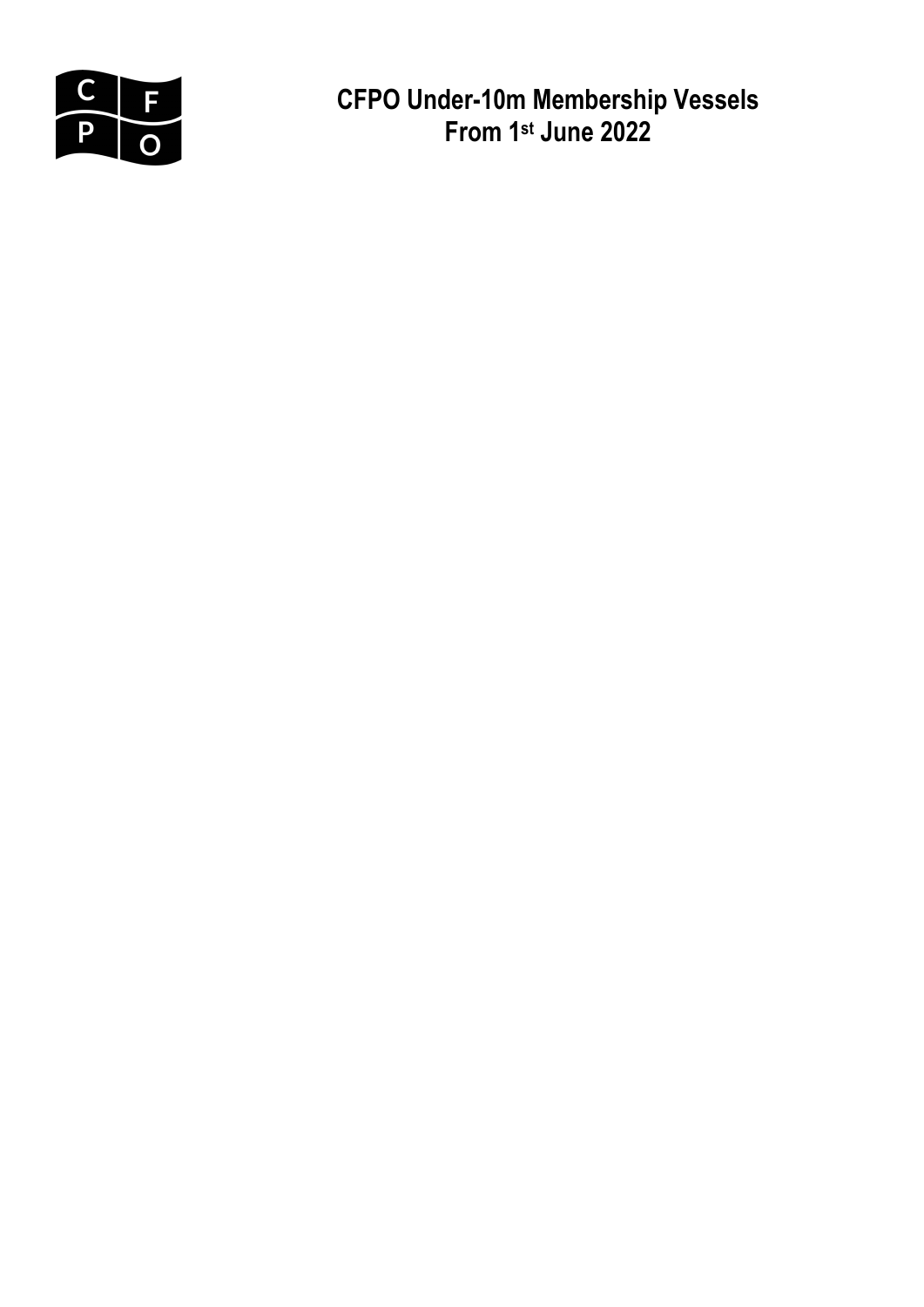# CFPO Under-10m Membership Vessels

## From 1st June 2022